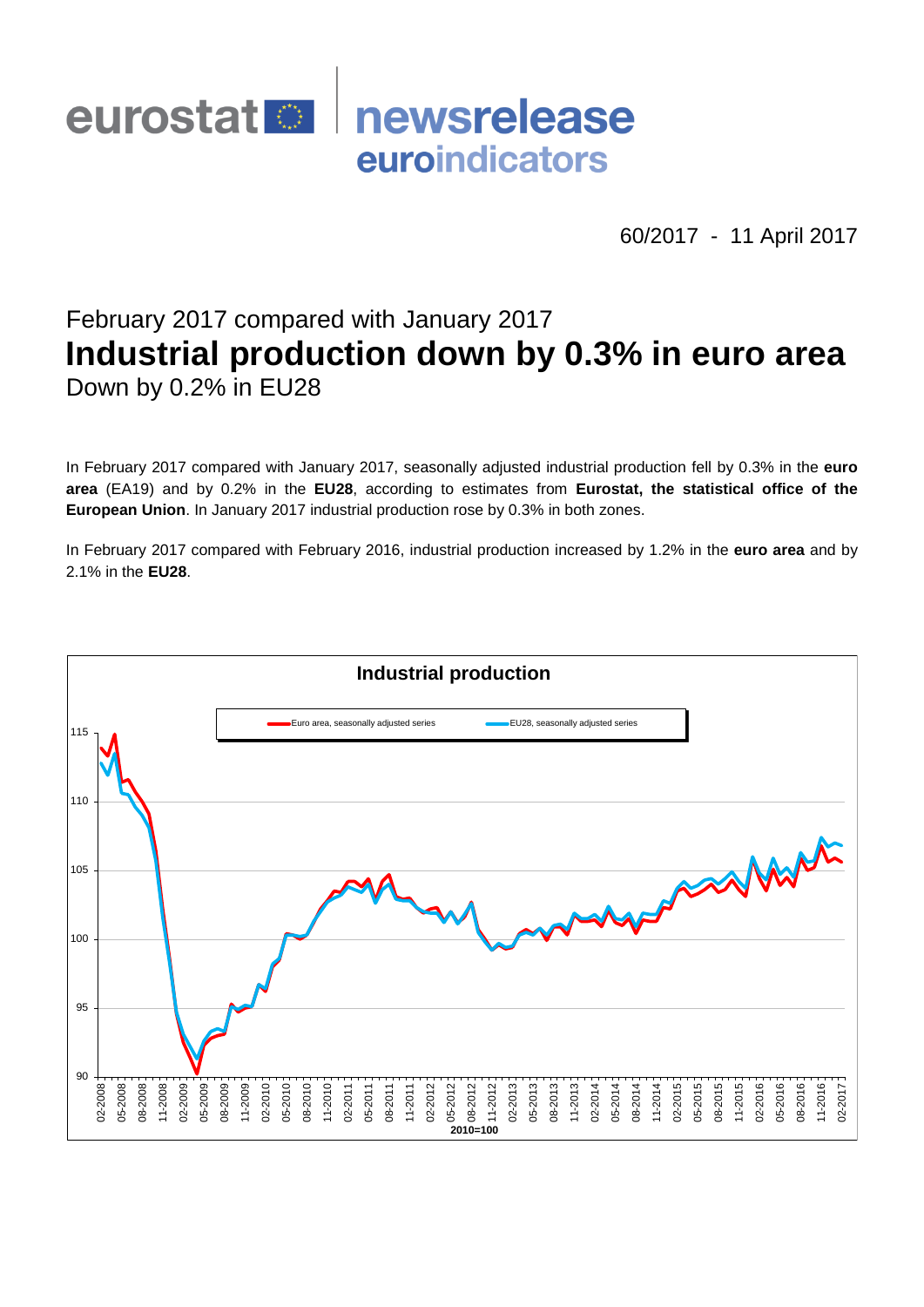eurostat newsrelease euroindicators

60/2017 - 11 April 2017

February 2017 compared with January 2017

# Industrial production down by 0.3% in euro area

Down by 0.2% in EU28

In February 2017 compared with January 2017, seasonally adjusted industrial production fell by 0.3% in the **euro area** (EA19) and by 0.2% in the **EU28**, according to estimates from **Eurostat, the statistical office of the European Union**. In January 2017 industrial production rose by 0.3% in both zones.

In February 2017 compared with February 2016, industrial production increased by 1.2% in the **euro area** and by 2.1% in the **EU28**.

**Industrial production**

Euro area, seasonally adjusted series — EU28, seasonally adjusted series

2010=100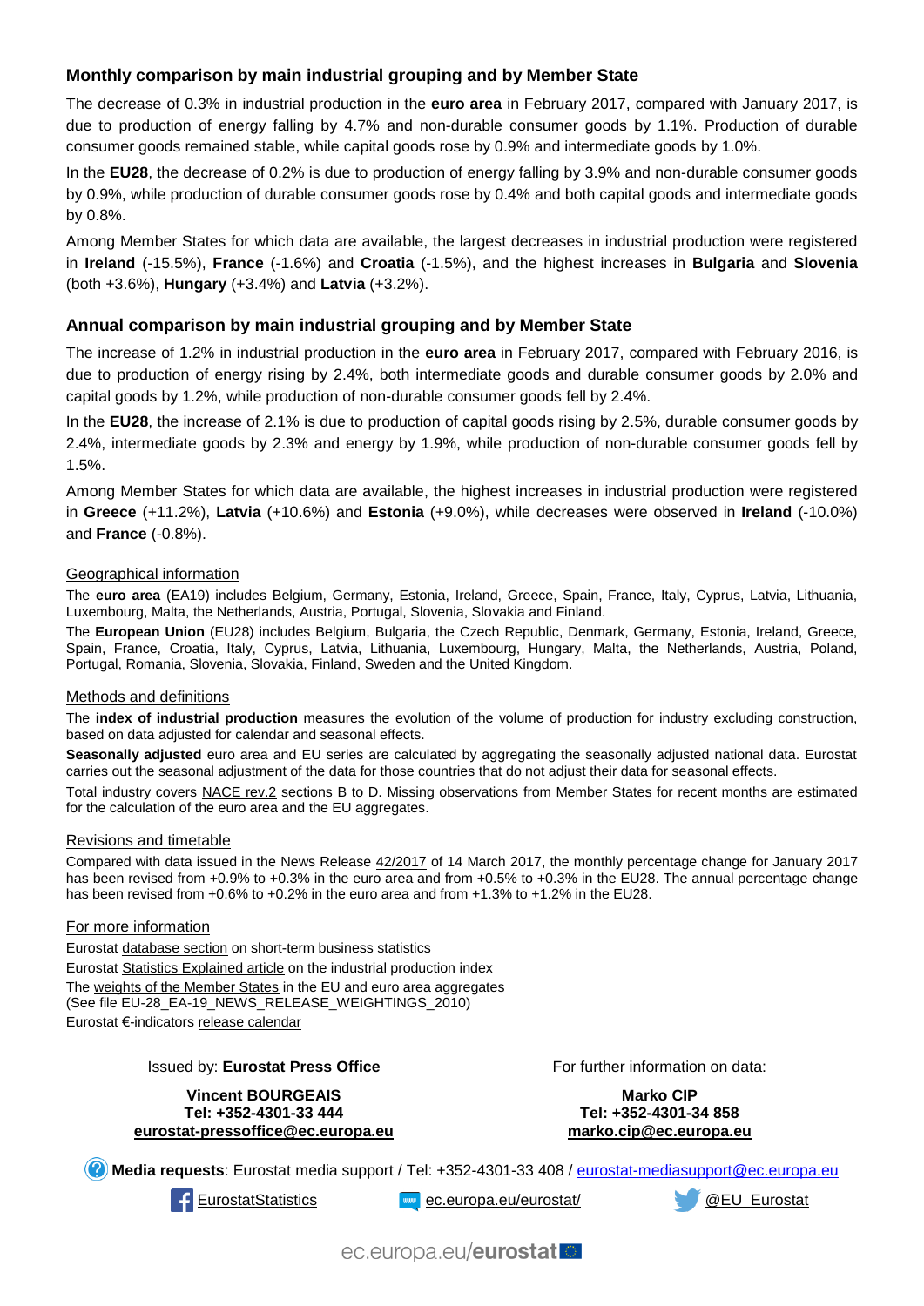## Monthly comparison by main industrial grouping and by Member State

The decrease of 0.3% in industrial production in the **euro area** in February 2017, compared with January 2017, is due to production of energy falling by 4.7% and non-durable consumer goods by 1.1%. Production of durable consumer goods remained stable, while capital goods rose by 0.9% and intermediate goods by 1.0%.

In the **EU28**, the decrease of 0.2% is due to production of energy falling by 3.9% and non-durable consumer goods by 0.9%, while production of durable consumer goods rose by 0.4% and both capital goods and intermediate goods by 0.8%.

Among Member States for which data are available, the largest decreases in industrial production were registered in **Ireland** (-15.5%), **France** (-1.6%) and **Croatia** (-1.5%), and the highest increases in **Bulgaria** and **Slovenia** (both +3.6%), **Hungary** (+3.4%) and **Latvia** (+3.2%).

## Annual comparison by main industrial grouping and by Member State

The increase of 1.2% in industrial production in the **euro area** in February 2017, compared with February 2016, is due to production of energy rising by 2.4%, both intermediate goods and durable consumer goods by 2.0% and capital goods by 1.2%, while production of non-durable consumer goods fell by 2.4%.

In the **EU28**, the increase of 2.1% is due to production of capital goods rising by 2.5%, durable consumer goods by 2.4%, intermediate goods by 2.3% and energy by 1.9%, while production of non-durable consumer goods fell by 1.5%.

Among Member States for which data are available, the highest increases in industrial production were registered in **Greece** (+11.2%), **Latvia** (+10.6%) and **Estonia** (+9.0%), while decreases were observed in **Ireland** (-10.0%) and **France** (-0.8%).

### Geographical information

The **euro area** (EA19) includes Belgium, Germany, Estonia, Ireland, Greece, Spain, France, Italy, Cyprus, Latvia, Lithuania, Luxembourg, Malta, the Netherlands, Austria, Portugal, Slovenia, Slovakia and Finland.

The **European Union** (EU28) includes Belgium, Bulgaria, the Czech Republic, Denmark, Germany, Estonia, Ireland, Greece, Spain, France, Croatia, Italy, Cyprus, Latvia, Lithuania, Luxembourg, Hungary, Malta, the Netherlands, Austria, Poland, Portugal, Romania, Slovenia, Slovakia, Finland, Sweden and the United Kingdom.

### Methods and definitions

The **index of industrial production** measures the evolution of the volume of production for industry excluding construction, based on data adjusted for calendar and seasonal effects.

**Seasonally adjusted** euro area and EU series are calculated by aggregating the seasonally adjusted national data. Eurostat carries out the seasonal adjustment of the data for those countries that do not adjust their data for seasonal effects.

Total industry covers NACE rev.2 sections B to D. Missing observations from Member States for recent months are estimated for the calculation of the euro area and the EU aggregates.

### Revisions and timetable

Compared with data issued in the News Release 42/2017 of 14 March 2017, the monthly percentage change for January 2017 has been revised from +0.9% to +0.3% in the euro area and from +0.5% to +0.3% in the EU28. The annual percentage change has been revised from +0.6% to +0.2% in the euro area and from +1.3% to +1.2% in the EU28.

### For more information

Eurostat database section on short-term business statistics

Eurostat Statistics Explained article on the industrial production index

The weights of the Member States in the EU and euro area aggregates
(See file EU-28_EA-19_NEWS_RELEASE_WEIGHTINGS_2010)

Eurostat €-indicators release calendar

Issued by: **Eurostat Press Office**

**Vincent BOURGEAIS**
**Tel: +352-4301-33 444**
**eurostat-pressoffice@ec.europa.eu**

For further information on data:

**Marko CIP**
**Tel: +352-4301-34 858**
**marko.cip@ec.europa.eu**

**Media requests**: Eurostat media support / Tel: +352-4301-33 408 / eurostat-mediasupport@ec.europa.eu

EurostatStatistics    ec.europa.eu/eurostat/    @EU_Eurostat

ec.europa.eu/eurostat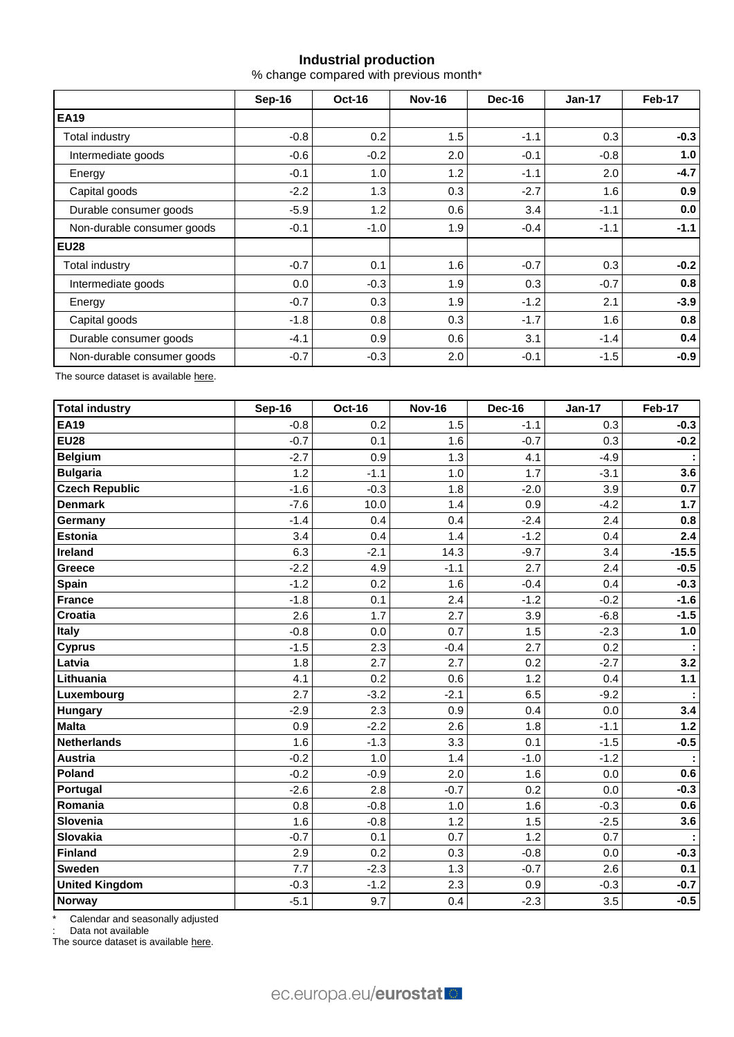**Industrial production**

% change compared with previous month*

| | Sep-16 | Oct-16 | Nov-16 | Dec-16 | Jan-17 | Feb-17 |
|---|---|---|---|---|---|---|
| **EA19** | | | | | | |
| Total industry | -0.8 | 0.2 | 1.5 | -1.1 | 0.3 | **-0.3** |
| Intermediate goods | -0.6 | -0.2 | 2.0 | -0.1 | -0.8 | **1.0** |
| Energy | -0.1 | 1.0 | 1.2 | -1.1 | 2.0 | **-4.7** |
| Capital goods | -2.2 | 1.3 | 0.3 | -2.7 | 1.6 | **0.9** |
| Durable consumer goods | -5.9 | 1.2 | 0.6 | 3.4 | -1.1 | **0.0** |
| Non-durable consumer goods | -0.1 | -1.0 | 1.9 | -0.4 | -1.1 | **-1.1** |
| **EU28** | | | | | | |
| Total industry | -0.7 | 0.1 | 1.6 | -0.7 | 0.3 | **-0.2** |
| Intermediate goods | 0.0 | -0.3 | 1.9 | 0.3 | -0.7 | **0.8** |
| Energy | -0.7 | 0.3 | 1.9 | -1.2 | 2.1 | **-3.9** |
| Capital goods | -1.8 | 0.8 | 0.3 | -1.7 | 1.6 | **0.8** |
| Durable consumer goods | -4.1 | 0.9 | 0.6 | 3.1 | -1.4 | **0.4** |
| Non-durable consumer goods | -0.7 | -0.3 | 2.0 | -0.1 | -1.5 | **-0.9** |

The source dataset is available here.

| **Total industry** | Sep-16 | Oct-16 | Nov-16 | Dec-16 | Jan-17 | Feb-17 |
|---|---|---|---|---|---|---|
| **EA19** | -0.8 | 0.2 | 1.5 | -1.1 | 0.3 | **-0.3** |
| **EU28** | -0.7 | 0.1 | 1.6 | -0.7 | 0.3 | **-0.2** |
| **Belgium** | -2.7 | 0.9 | 1.3 | 4.1 | -4.9 | **:** |
| **Bulgaria** | 1.2 | -1.1 | 1.0 | 1.7 | -3.1 | **3.6** |
| **Czech Republic** | -1.6 | -0.3 | 1.8 | -2.0 | 3.9 | **0.7** |
| **Denmark** | -7.6 | 10.0 | 1.4 | 0.9 | -4.2 | **1.7** |
| **Germany** | -1.4 | 0.4 | 0.4 | -2.4 | 2.4 | **0.8** |
| **Estonia** | 3.4 | 0.4 | 1.4 | -1.2 | 0.4 | **2.4** |
| **Ireland** | 6.3 | -2.1 | 14.3 | -9.7 | 3.4 | **-15.5** |
| **Greece** | -2.2 | 4.9 | -1.1 | 2.7 | 2.4 | **-0.5** |
| **Spain** | -1.2 | 0.2 | 1.6 | -0.4 | 0.4 | **-0.3** |
| **France** | -1.8 | 0.1 | 2.4 | -1.2 | -0.2 | **-1.6** |
| **Croatia** | 2.6 | 1.7 | 2.7 | 3.9 | -6.8 | **-1.5** |
| **Italy** | -0.8 | 0.0 | 0.7 | 1.5 | -2.3 | **1.0** |
| **Cyprus** | -1.5 | 2.3 | -0.4 | 2.7 | 0.2 | **:** |
| **Latvia** | 1.8 | 2.7 | 2.7 | 0.2 | -2.7 | **3.2** |
| **Lithuania** | 4.1 | 0.2 | 0.6 | 1.2 | 0.4 | **1.1** |
| **Luxembourg** | 2.7 | -3.2 | -2.1 | 6.5 | -9.2 | **:** |
| **Hungary** | -2.9 | 2.3 | 0.9 | 0.4 | 0.0 | **3.4** |
| **Malta** | 0.9 | -2.2 | 2.6 | 1.8 | -1.1 | **1.2** |
| **Netherlands** | 1.6 | -1.3 | 3.3 | 0.1 | -1.5 | **-0.5** |
| **Austria** | -0.2 | 1.0 | 1.4 | -1.0 | -1.2 | **:** |
| **Poland** | -0.2 | -0.9 | 2.0 | 1.6 | 0.0 | **0.6** |
| **Portugal** | -2.6 | 2.8 | -0.7 | 0.2 | 0.0 | **-0.3** |
| **Romania** | 0.8 | -0.8 | 1.0 | 1.6 | -0.3 | **0.6** |
| **Slovenia** | 1.6 | -0.8 | 1.2 | 1.5 | -2.5 | **3.6** |
| **Slovakia** | -0.7 | 0.1 | 0.7 | 1.2 | 0.7 | **:** |
| **Finland** | 2.9 | 0.2 | 0.3 | -0.8 | 0.0 | **-0.3** |
| **Sweden** | 7.7 | -2.3 | 1.3 | -0.7 | 2.6 | **0.1** |
| **United Kingdom** | -0.3 | -1.2 | 2.3 | 0.9 | -0.3 | **-0.7** |
| **Norway** | -5.1 | 9.7 | 0.4 | -2.3 | 3.5 | **-0.5** |

\* Calendar and seasonally adjusted

: Data not available

The source dataset is available here.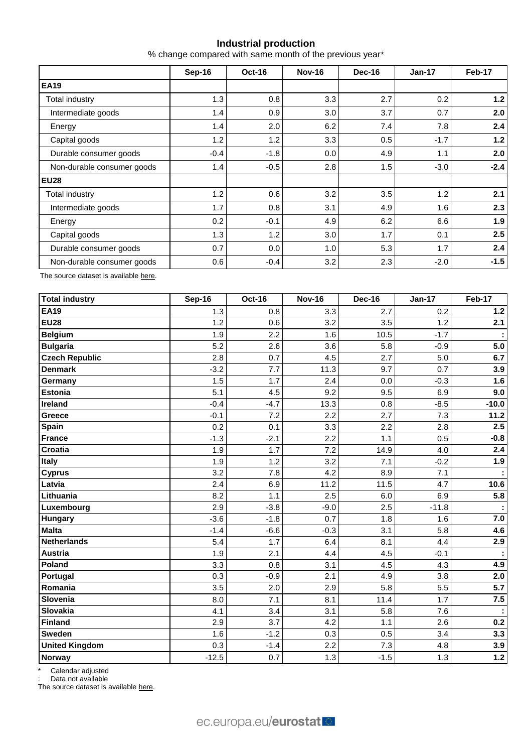## Industrial production

% change compared with same month of the previous year*

| | Sep-16 | Oct-16 | Nov-16 | Dec-16 | Jan-17 | Feb-17 |
|---|---|---|---|---|---|---|
| **EA19** | | | | | | |
| Total industry | 1.3 | 0.8 | 3.3 | 2.7 | 0.2 | **1.2** |
| Intermediate goods | 1.4 | 0.9 | 3.0 | 3.7 | 0.7 | **2.0** |
| Energy | 1.4 | 2.0 | 6.2 | 7.4 | 7.8 | **2.4** |
| Capital goods | 1.2 | 1.2 | 3.3 | 0.5 | -1.7 | **1.2** |
| Durable consumer goods | -0.4 | -1.8 | 0.0 | 4.9 | 1.1 | **2.0** |
| Non-durable consumer goods | 1.4 | -0.5 | 2.8 | 1.5 | -3.0 | **-2.4** |
| **EU28** | | | | | | |
| Total industry | 1.2 | 0.6 | 3.2 | 3.5 | 1.2 | **2.1** |
| Intermediate goods | 1.7 | 0.8 | 3.1 | 4.9 | 1.6 | **2.3** |
| Energy | 0.2 | -0.1 | 4.9 | 6.2 | 6.6 | **1.9** |
| Capital goods | 1.3 | 1.2 | 3.0 | 1.7 | 0.1 | **2.5** |
| Durable consumer goods | 0.7 | 0.0 | 1.0 | 5.3 | 1.7 | **2.4** |
| Non-durable consumer goods | 0.6 | -0.4 | 3.2 | 2.3 | -2.0 | **-1.5** |

The source dataset is available here.

| **Total industry** | Sep-16 | Oct-16 | Nov-16 | Dec-16 | Jan-17 | Feb-17 |
|---|---|---|---|---|---|---|
| **EA19** | 1.3 | 0.8 | 3.3 | 2.7 | 0.2 | **1.2** |
| **EU28** | 1.2 | 0.6 | 3.2 | 3.5 | 1.2 | **2.1** |
| **Belgium** | 1.9 | 2.2 | 1.6 | 10.5 | -1.7 | **:** |
| **Bulgaria** | 5.2 | 2.6 | 3.6 | 5.8 | -0.9 | **5.0** |
| **Czech Republic** | 2.8 | 0.7 | 4.5 | 2.7 | 5.0 | **6.7** |
| **Denmark** | -3.2 | 7.7 | 11.3 | 9.7 | 0.7 | **3.9** |
| **Germany** | 1.5 | 1.7 | 2.4 | 0.0 | -0.3 | **1.6** |
| **Estonia** | 5.1 | 4.5 | 9.2 | 9.5 | 6.9 | **9.0** |
| **Ireland** | -0.4 | -4.7 | 13.3 | 0.8 | -8.5 | **-10.0** |
| **Greece** | -0.1 | 7.2 | 2.2 | 2.7 | 7.3 | **11.2** |
| **Spain** | 0.2 | 0.1 | 3.3 | 2.2 | 2.8 | **2.5** |
| **France** | -1.3 | -2.1 | 2.2 | 1.1 | 0.5 | **-0.8** |
| **Croatia** | 1.9 | 1.7 | 7.2 | 14.9 | 4.0 | **2.4** |
| **Italy** | 1.9 | 1.2 | 3.2 | 7.1 | -0.2 | **1.9** |
| **Cyprus** | 3.2 | 7.8 | 4.2 | 8.9 | 7.1 | **:** |
| **Latvia** | 2.4 | 6.9 | 11.2 | 11.5 | 4.7 | **10.6** |
| **Lithuania** | 8.2 | 1.1 | 2.5 | 6.0 | 6.9 | **5.8** |
| **Luxembourg** | 2.9 | -3.8 | -9.0 | 2.5 | -11.8 | **:** |
| **Hungary** | -3.6 | -1.8 | 0.7 | 1.8 | 1.6 | **7.0** |
| **Malta** | -1.4 | -6.6 | -0.3 | 3.1 | 5.8 | **4.6** |
| **Netherlands** | 5.4 | 1.7 | 6.4 | 8.1 | 4.4 | **2.9** |
| **Austria** | 1.9 | 2.1 | 4.4 | 4.5 | -0.1 | **:** |
| **Poland** | 3.3 | 0.8 | 3.1 | 4.5 | 4.3 | **4.9** |
| **Portugal** | 0.3 | -0.9 | 2.1 | 4.9 | 3.8 | **2.0** |
| **Romania** | 3.5 | 2.0 | 2.9 | 5.8 | 5.5 | **5.7** |
| **Slovenia** | 8.0 | 7.1 | 8.1 | 11.4 | 1.7 | **7.5** |
| **Slovakia** | 4.1 | 3.4 | 3.1 | 5.8 | 7.6 | **:** |
| **Finland** | 2.9 | 3.7 | 4.2 | 1.1 | 2.6 | **0.2** |
| **Sweden** | 1.6 | -1.2 | 0.3 | 0.5 | 3.4 | **3.3** |
| **United Kingdom** | 0.3 | -1.4 | 2.2 | 7.3 | 4.8 | **3.9** |
| **Norway** | -12.5 | 0.7 | 1.3 | -1.5 | 1.3 | **1.2** |

\* Calendar adjusted

: Data not available

The source dataset is available here.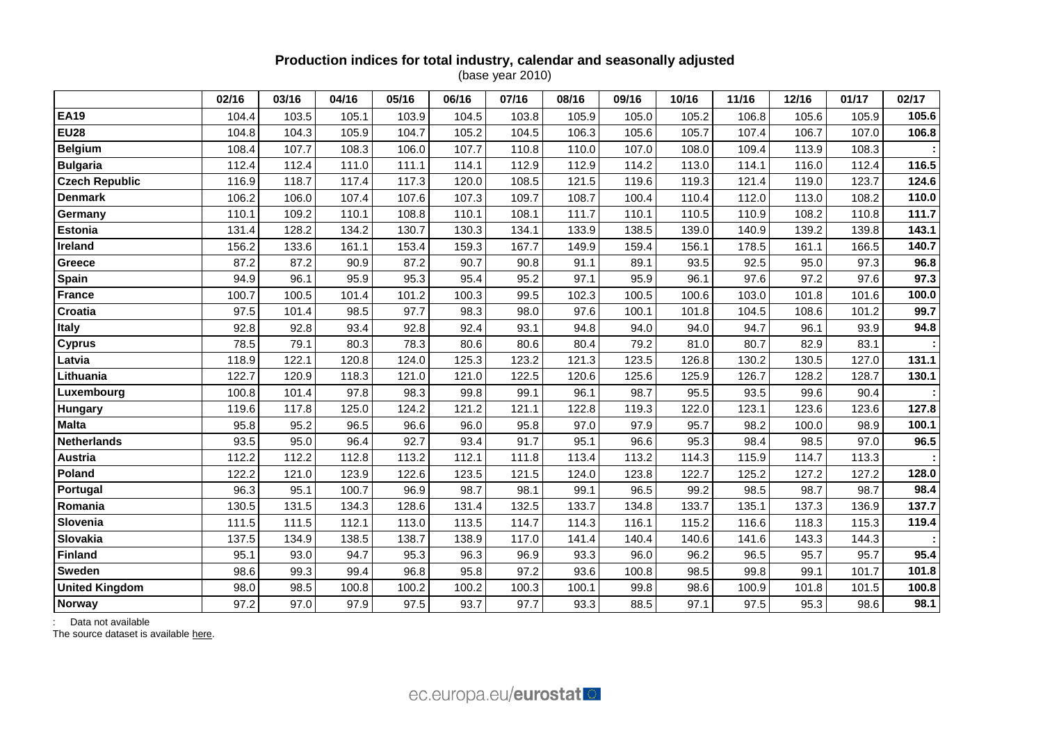**Production indices for total industry, calendar and seasonally adjusted**
(base year 2010)

| | 02/16 | 03/16 | 04/16 | 05/16 | 06/16 | 07/16 | 08/16 | 09/16 | 10/16 | 11/16 | 12/16 | 01/17 | 02/17 |
|---|---|---|---|---|---|---|---|---|---|---|---|---|---|
| **EA19** | 104.4 | 103.5 | 105.1 | 103.9 | 104.5 | 103.8 | 105.9 | 105.0 | 105.2 | 106.8 | 105.6 | 105.9 | **105.6** |
| **EU28** | 104.8 | 104.3 | 105.9 | 104.7 | 105.2 | 104.5 | 106.3 | 105.6 | 105.7 | 107.4 | 106.7 | 107.0 | **106.8** |
| **Belgium** | 108.4 | 107.7 | 108.3 | 106.0 | 107.7 | 110.8 | 110.0 | 107.0 | 108.0 | 109.4 | 113.9 | 108.3 | **:** |
| **Bulgaria** | 112.4 | 112.4 | 111.0 | 111.1 | 114.1 | 112.9 | 112.9 | 114.2 | 113.0 | 114.1 | 116.0 | 112.4 | **116.5** |
| **Czech Republic** | 116.9 | 118.7 | 117.4 | 117.3 | 120.0 | 108.5 | 121.5 | 119.6 | 119.3 | 121.4 | 119.0 | 123.7 | **124.6** |
| **Denmark** | 106.2 | 106.0 | 107.4 | 107.6 | 107.3 | 109.7 | 108.7 | 100.4 | 110.4 | 112.0 | 113.0 | 108.2 | **110.0** |
| **Germany** | 110.1 | 109.2 | 110.1 | 108.8 | 110.1 | 108.1 | 111.7 | 110.1 | 110.5 | 110.9 | 108.2 | 110.8 | **111.7** |
| **Estonia** | 131.4 | 128.2 | 134.2 | 130.7 | 130.3 | 134.1 | 133.9 | 138.5 | 139.0 | 140.9 | 139.2 | 139.8 | **143.1** |
| **Ireland** | 156.2 | 133.6 | 161.1 | 153.4 | 159.3 | 167.7 | 149.9 | 159.4 | 156.1 | 178.5 | 161.1 | 166.5 | **140.7** |
| **Greece** | 87.2 | 87.2 | 90.9 | 87.2 | 90.7 | 90.8 | 91.1 | 89.1 | 93.5 | 92.5 | 95.0 | 97.3 | **96.8** |
| **Spain** | 94.9 | 96.1 | 95.9 | 95.3 | 95.4 | 95.2 | 97.1 | 95.9 | 96.1 | 97.6 | 97.2 | 97.6 | **97.3** |
| **France** | 100.7 | 100.5 | 101.4 | 101.2 | 100.3 | 99.5 | 102.3 | 100.5 | 100.6 | 103.0 | 101.8 | 101.6 | **100.0** |
| **Croatia** | 97.5 | 101.4 | 98.5 | 97.7 | 98.3 | 98.0 | 97.6 | 100.1 | 101.8 | 104.5 | 108.6 | 101.2 | **99.7** |
| **Italy** | 92.8 | 92.8 | 93.4 | 92.8 | 92.4 | 93.1 | 94.8 | 94.0 | 94.0 | 94.7 | 96.1 | 93.9 | **94.8** |
| **Cyprus** | 78.5 | 79.1 | 80.3 | 78.3 | 80.6 | 80.6 | 80.4 | 79.2 | 81.0 | 80.7 | 82.9 | 83.1 | **:** |
| **Latvia** | 118.9 | 122.1 | 120.8 | 124.0 | 125.3 | 123.2 | 121.3 | 123.5 | 126.8 | 130.2 | 130.5 | 127.0 | **131.1** |
| **Lithuania** | 122.7 | 120.9 | 118.3 | 121.0 | 121.0 | 122.5 | 120.6 | 125.6 | 125.9 | 126.7 | 128.2 | 128.7 | **130.1** |
| **Luxembourg** | 100.8 | 101.4 | 97.8 | 98.3 | 99.8 | 99.1 | 96.1 | 98.7 | 95.5 | 93.5 | 99.6 | 90.4 | **:** |
| **Hungary** | 119.6 | 117.8 | 125.0 | 124.2 | 121.2 | 121.1 | 122.8 | 119.3 | 122.0 | 123.1 | 123.6 | 123.6 | **127.8** |
| **Malta** | 95.8 | 95.2 | 96.5 | 96.6 | 96.0 | 95.8 | 97.0 | 97.9 | 95.7 | 98.2 | 100.0 | 98.9 | **100.1** |
| **Netherlands** | 93.5 | 95.0 | 96.4 | 92.7 | 93.4 | 91.7 | 95.1 | 96.6 | 95.3 | 98.4 | 98.5 | 97.0 | **96.5** |
| **Austria** | 112.2 | 112.2 | 112.8 | 113.2 | 112.1 | 111.8 | 113.4 | 113.2 | 114.3 | 115.9 | 114.7 | 113.3 | **:** |
| **Poland** | 122.2 | 121.0 | 123.9 | 122.6 | 123.5 | 121.5 | 124.0 | 123.8 | 122.7 | 125.2 | 127.2 | 127.2 | **128.0** |
| **Portugal** | 96.3 | 95.1 | 100.7 | 96.9 | 98.7 | 98.1 | 99.1 | 96.5 | 99.2 | 98.5 | 98.7 | 98.7 | **98.4** |
| **Romania** | 130.5 | 131.5 | 134.3 | 128.6 | 131.4 | 132.5 | 133.7 | 134.8 | 133.7 | 135.1 | 137.3 | 136.9 | **137.7** |
| **Slovenia** | 111.5 | 111.5 | 112.1 | 113.0 | 113.5 | 114.7 | 114.3 | 116.1 | 115.2 | 116.6 | 118.3 | 115.3 | **119.4** |
| **Slovakia** | 137.5 | 134.9 | 138.5 | 138.7 | 138.9 | 117.0 | 141.4 | 140.4 | 140.6 | 141.6 | 143.3 | 144.3 | **:** |
| **Finland** | 95.1 | 93.0 | 94.7 | 95.3 | 96.3 | 96.9 | 93.3 | 96.0 | 96.2 | 96.5 | 95.7 | 95.7 | **95.4** |
| **Sweden** | 98.6 | 99.3 | 99.4 | 96.8 | 95.8 | 97.2 | 93.6 | 100.8 | 98.5 | 99.8 | 99.1 | 101.7 | **101.8** |
| **United Kingdom** | 98.0 | 98.5 | 100.8 | 100.2 | 100.2 | 100.3 | 100.1 | 99.8 | 98.6 | 100.9 | 101.8 | 101.5 | **100.8** |
| **Norway** | 97.2 | 97.0 | 97.9 | 97.5 | 93.7 | 97.7 | 93.3 | 88.5 | 97.1 | 97.5 | 95.3 | 98.6 | **98.1** |

: Data not available

The source dataset is available here.

ec.europa.eu/**eurostat**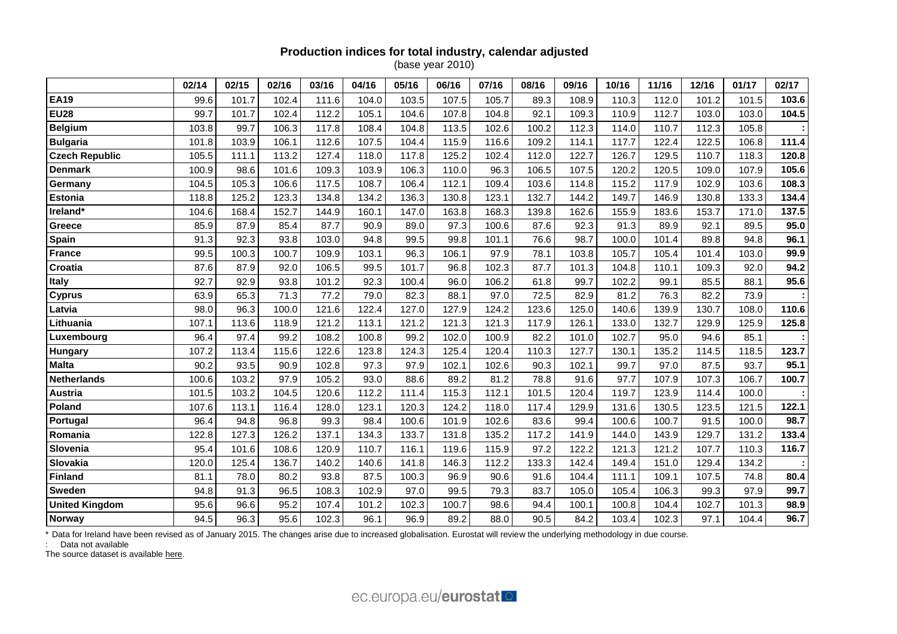**Production indices for total industry, calendar adjusted**
(base year 2010)

| | 02/14 | 02/15 | 02/16 | 03/16 | 04/16 | 05/16 | 06/16 | 07/16 | 08/16 | 09/16 | 10/16 | 11/16 | 12/16 | 01/17 | 02/17 |
|---|---|---|---|---|---|---|---|---|---|---|---|---|---|---|---|
| **EA19** | 99.6 | 101.7 | 102.4 | 111.6 | 104.0 | 103.5 | 107.5 | 105.7 | 89.3 | 108.9 | 110.3 | 112.0 | 101.2 | 101.5 | **103.6** |
| **EU28** | 99.7 | 101.7 | 102.4 | 112.2 | 105.1 | 104.6 | 107.8 | 104.8 | 92.1 | 109.3 | 110.9 | 112.7 | 103.0 | 103.0 | **104.5** |
| **Belgium** | 103.8 | 99.7 | 106.3 | 117.8 | 108.4 | 104.8 | 113.5 | 102.6 | 100.2 | 112.3 | 114.0 | 110.7 | 112.3 | 105.8 | **:** |
| **Bulgaria** | 101.8 | 103.9 | 106.1 | 112.6 | 107.5 | 104.4 | 115.9 | 116.6 | 109.2 | 114.1 | 117.7 | 122.4 | 122.5 | 106.8 | **111.4** |
| **Czech Republic** | 105.5 | 111.1 | 113.2 | 127.4 | 118.0 | 117.8 | 125.2 | 102.4 | 112.0 | 122.7 | 126.7 | 129.5 | 110.7 | 118.3 | **120.8** |
| **Denmark** | 100.9 | 98.6 | 101.6 | 109.3 | 103.9 | 106.3 | 110.0 | 96.3 | 106.5 | 107.5 | 120.2 | 120.5 | 109.0 | 107.9 | **105.6** |
| **Germany** | 104.5 | 105.3 | 106.6 | 117.5 | 108.7 | 106.4 | 112.1 | 109.4 | 103.6 | 114.8 | 115.2 | 117.9 | 102.9 | 103.6 | **108.3** |
| **Estonia** | 118.8 | 125.2 | 123.3 | 134.8 | 134.2 | 136.3 | 130.8 | 123.1 | 132.7 | 144.2 | 149.7 | 146.9 | 130.8 | 133.3 | **134.4** |
| **Ireland*** | 104.6 | 168.4 | 152.7 | 144.9 | 160.1 | 147.0 | 163.8 | 168.3 | 139.8 | 162.6 | 155.9 | 183.6 | 153.7 | 171.0 | **137.5** |
| **Greece** | 85.9 | 87.9 | 85.4 | 87.7 | 90.9 | 89.0 | 97.3 | 100.6 | 87.6 | 92.3 | 91.3 | 89.9 | 92.1 | 89.5 | **95.0** |
| **Spain** | 91.3 | 92.3 | 93.8 | 103.0 | 94.8 | 99.5 | 99.8 | 101.1 | 76.6 | 98.7 | 100.0 | 101.4 | 89.8 | 94.8 | **96.1** |
| **France** | 99.5 | 100.3 | 100.7 | 109.9 | 103.1 | 96.3 | 106.1 | 97.9 | 78.1 | 103.8 | 105.7 | 105.4 | 101.4 | 103.0 | **99.9** |
| **Croatia** | 87.6 | 87.9 | 92.0 | 106.5 | 99.5 | 101.7 | 96.8 | 102.3 | 87.7 | 101.3 | 104.8 | 110.1 | 109.3 | 92.0 | **94.2** |
| **Italy** | 92.7 | 92.9 | 93.8 | 101.2 | 92.3 | 100.4 | 96.0 | 106.2 | 61.8 | 99.7 | 102.2 | 99.1 | 85.5 | 88.1 | **95.6** |
| **Cyprus** | 63.9 | 65.3 | 71.3 | 77.2 | 79.0 | 82.3 | 88.1 | 97.0 | 72.5 | 82.9 | 81.2 | 76.3 | 82.2 | 73.9 | **:** |
| **Latvia** | 98.0 | 96.3 | 100.0 | 121.6 | 122.4 | 127.0 | 127.9 | 124.2 | 123.6 | 125.0 | 140.6 | 139.9 | 130.7 | 108.0 | **110.6** |
| **Lithuania** | 107.1 | 113.6 | 118.9 | 121.2 | 113.1 | 121.2 | 121.3 | 121.3 | 117.9 | 126.1 | 133.0 | 132.7 | 129.9 | 125.9 | **125.8** |
| **Luxembourg** | 96.4 | 97.4 | 99.2 | 108.2 | 100.8 | 99.2 | 102.0 | 100.9 | 82.2 | 101.0 | 102.7 | 95.0 | 94.6 | 85.1 | **:** |
| **Hungary** | 107.2 | 113.4 | 115.6 | 122.6 | 123.8 | 124.3 | 125.4 | 120.4 | 110.3 | 127.7 | 130.1 | 135.2 | 114.5 | 118.5 | **123.7** |
| **Malta** | 90.2 | 93.5 | 90.9 | 102.8 | 97.3 | 97.9 | 102.1 | 102.6 | 90.3 | 102.1 | 99.7 | 97.0 | 87.5 | 93.7 | **95.1** |
| **Netherlands** | 100.6 | 103.2 | 97.9 | 105.2 | 93.0 | 88.6 | 89.2 | 81.2 | 78.8 | 91.6 | 97.7 | 107.9 | 107.3 | 106.7 | **100.7** |
| **Austria** | 101.5 | 103.2 | 104.5 | 120.6 | 112.2 | 111.4 | 115.3 | 112.1 | 101.5 | 120.4 | 119.7 | 123.9 | 114.4 | 100.0 | **:** |
| **Poland** | 107.6 | 113.1 | 116.4 | 128.0 | 123.1 | 120.3 | 124.2 | 118.0 | 117.4 | 129.9 | 131.6 | 130.5 | 123.5 | 121.5 | **122.1** |
| **Portugal** | 96.4 | 94.8 | 96.8 | 99.3 | 98.4 | 100.6 | 101.9 | 102.6 | 83.6 | 99.4 | 100.6 | 100.7 | 91.5 | 100.0 | **98.7** |
| **Romania** | 122.8 | 127.3 | 126.2 | 137.1 | 134.3 | 133.7 | 131.8 | 135.2 | 117.2 | 141.9 | 144.0 | 143.9 | 129.7 | 131.2 | **133.4** |
| **Slovenia** | 95.4 | 101.6 | 108.6 | 120.9 | 110.7 | 116.1 | 119.6 | 115.9 | 97.2 | 122.2 | 121.3 | 121.2 | 107.7 | 110.3 | **116.7** |
| **Slovakia** | 120.0 | 125.4 | 136.7 | 140.2 | 140.6 | 141.8 | 146.3 | 112.2 | 133.3 | 142.4 | 149.4 | 151.0 | 129.4 | 134.2 | **:** |
| **Finland** | 81.1 | 78.0 | 80.2 | 93.8 | 87.5 | 100.3 | 96.9 | 90.6 | 91.6 | 104.4 | 111.1 | 109.1 | 107.5 | 74.8 | **80.4** |
| **Sweden** | 94.8 | 91.3 | 96.5 | 108.3 | 102.9 | 97.0 | 99.5 | 79.3 | 83.7 | 105.0 | 105.4 | 106.3 | 99.3 | 97.9 | **99.7** |
| **United Kingdom** | 95.6 | 96.6 | 95.2 | 107.4 | 101.2 | 102.3 | 100.7 | 98.6 | 94.4 | 100.1 | 100.8 | 104.4 | 102.7 | 101.3 | **98.9** |
| **Norway** | 94.5 | 96.3 | 95.6 | 102.3 | 96.1 | 96.9 | 89.2 | 88.0 | 90.5 | 84.2 | 103.4 | 102.3 | 97.1 | 104.4 | **96.7** |

\* Data for Ireland have been revised as of January 2015. The changes arise due to increased globalisation. Eurostat will review the underlying methodology in due course.

: Data not available

The source dataset is available here.